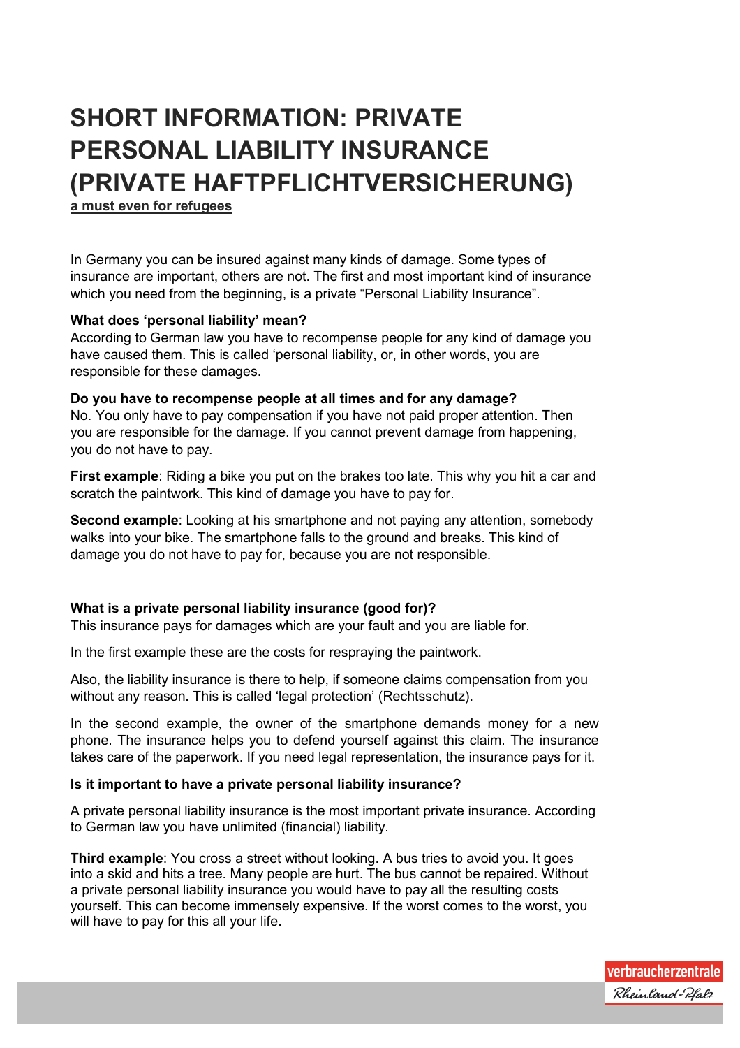# SHORT INFORMATION: PRIVATE PERSONAL LIABILITY INSURANCE (PRIVATE HAFTPFLICHTVERSICHERUNG)

**a must even for refugees**

In Germany you can be insured against many kinds of damage. Some types of insurance are important, others are not. The first and most important kind of insurance which you need from the beginning, is a private "Personal Liability Insurance".

**What does 'personal liability' mean?**

According to German law you have to recompense people for any kind of damage you have caused them. This is called 'personal liability, or, in other words, you are responsible for these damages.

**Do you have to recompense people at all times and for any damage?**

No. You only have to pay compensation if you have not paid proper attention. Then you are responsible for the damage. If you cannot prevent damage from happening, you do not have to pay.

**First example**: Riding a bike you put on the brakes too late. This why you hit a car and scratch the paintwork. This kind of damage you have to pay for.

**Second example**: Looking at his smartphone and not paying any attention, somebody walks into your bike. The smartphone falls to the ground and breaks. This kind of damage you do not have to pay for, because you are not responsible.

**What is a private personal liability insurance (good for)?**

This insurance pays for damages which are your fault and you are liable for.

In the first example these are the costs for respraying the paintwork.

Also, the liability insurance is there to help, if someone claims compensation from you without any reason. This is called 'legal protection' (Rechtsschutz).

In the second example, the owner of the smartphone demands money for a new phone. The insurance helps you to defend yourself against this claim. The insurance takes care of the paperwork. If you need legal representation, the insurance pays for it.

**Is it important to have a private personal liability insurance?**

A private personal liability insurance is the most important private insurance. According to German law you have unlimited (financial) liability.

**Third example**: You cross a street without looking. A bus tries to avoid you. It goes into a skid and hits a tree. Many people are hurt. The bus cannot be repaired. Without a private personal liability insurance you would have to pay all the resulting costs yourself. This can become immensely expensive. If the worst comes to the worst, you will have to pay for this all your life.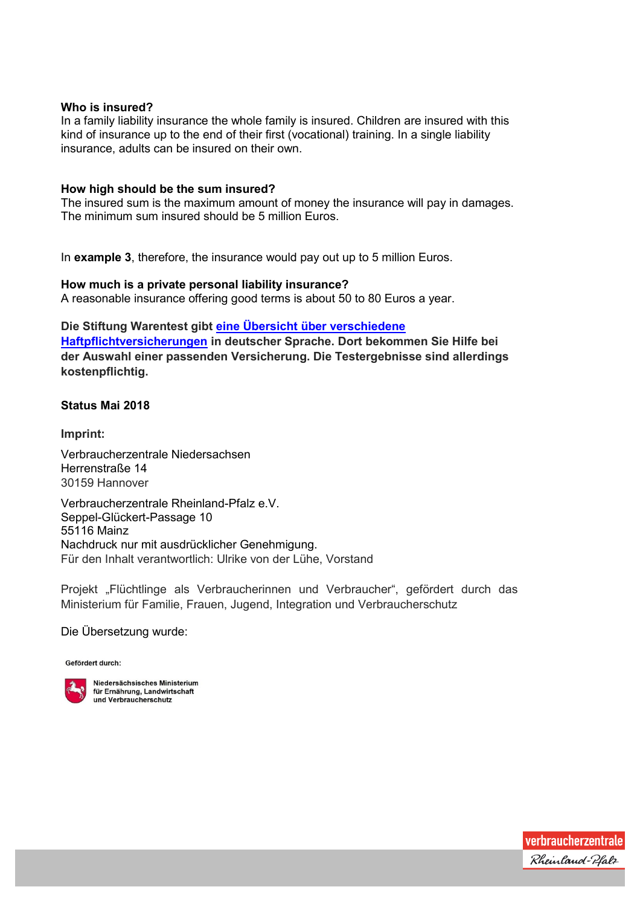**Who is insured?**
In a family liability insurance the whole family is insured. Children are insured with this kind of insurance up to the end of their first (vocational) training. In a single liability insurance, adults can be insured on their own.

**How high should be the sum insured?**
The insured sum is the maximum amount of money the insurance will pay in damages. The minimum sum insured should be 5 million Euros.

In **example 3**, therefore, the insurance would pay out up to 5 million Euros.

**How much is a private personal liability insurance?**
A reasonable insurance offering good terms is about 50 to 80 Euros a year.

**Die Stiftung Warentest gibt eine Übersicht über verschiedene Haftpflichtversicherungen in deutscher Sprache. Dort bekommen Sie Hilfe bei der Auswahl einer passenden Versicherung. Die Testergebnisse sind allerdings kostenpflichtig.**

**Status Mai 2018**

**Imprint:**

Verbraucherzentrale Niedersachsen
Herrenstraße 14
30159 Hannover

Verbraucherzentrale Rheinland-Pfalz e.V.
Seppel-Glückert-Passage 10
55116 Mainz
Nachdruck nur mit ausdrücklicher Genehmigung.
Für den Inhalt verantwortlich: Ulrike von der Lühe, Vorstand

Projekt „Flüchtlinge als Verbraucherinnen und Verbraucher", gefördert durch das Ministerium für Familie, Frauen, Jugend, Integration und Verbraucherschutz

Die Übersetzung wurde:

Gefördert durch:

Niedersächsisches Ministerium für Ernährung, Landwirtschaft und Verbraucherschutz